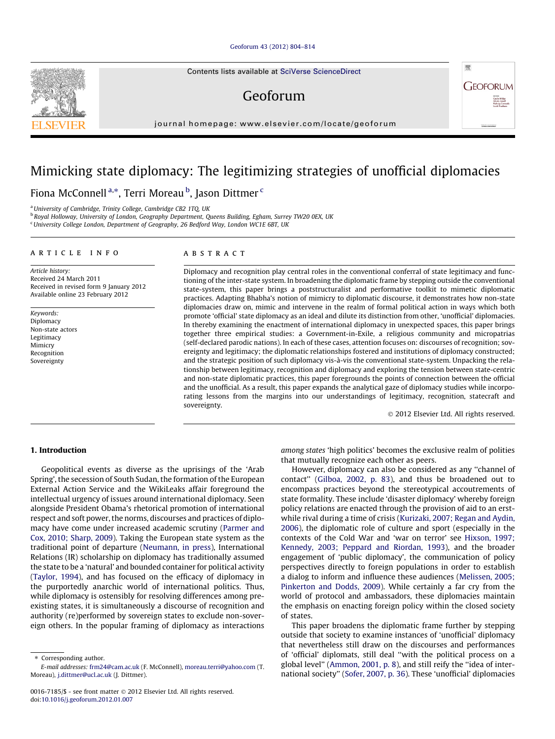Contents lists available at SciVerse ScienceDirect

# Geoforum

journal homepage: www.elsevier.com/locate/geoforum

# Mimicking state diplomacy: The legitimizing strategies of unofficial diplomacies

Fiona McConnell [a,*], Terri Moreau [b], Jason Dittmer [c]

[a] University of Cambridge, Trinity College, Cambridge CB2 1TQ, UK
[b] Royal Holloway, University of London, Geography Department, Queens Building, Egham, Surrey TW20 0EX, UK
[c] University College London, Department of Geography, 26 Bedford Way, London WC1E 6BT, UK

**ARTICLE INFO**

*Article history:*
Received 24 March 2011
Received in revised form 9 January 2012
Available online 23 February 2012

*Keywords:*
Diplomacy
Non-state actors
Legitimacy
Mimicry
Recognition
Sovereignty

**ABSTRACT**

Diplomacy and recognition play central roles in the conventional conferral of state legitimacy and functioning of the inter-state system. In broadening the diplomatic frame by stepping outside the conventional state-system, this paper brings a poststructuralist and performative toolkit to mimetic diplomatic practices. Adapting Bhabha's notion of mimicry to diplomatic discourse, it demonstrates how non-state diplomacies draw on, mimic and intervene in the realm of formal political action in ways which both promote 'official' state diplomacy as an ideal and dilute its distinction from other, 'unofficial' diplomacies. In thereby examining the enactment of international diplomacy in unexpected spaces, this paper brings together three empirical studies: a Government-in-Exile, a religious community and micropatrias (self-declared parodic nations). In each of these cases, attention focuses on: discourses of recognition; sovereignty and legitimacy; the diplomatic relationships fostered and institutions of diplomacy constructed; and the strategic position of such diplomacy vis-à-vis the conventional state-system. Unpacking the relationship between legitimacy, recognition and diplomacy and exploring the tension between state-centric and non-state diplomatic practices, this paper foregrounds the points of connection between the official and the unofficial. As a result, this paper expands the analytical gaze of diplomacy studies while incorporating lessons from the margins into our understandings of legitimacy, recognition, statecraft and sovereignty.

© 2012 Elsevier Ltd. All rights reserved.

## 1. Introduction

Geopolitical events as diverse as the uprisings of the 'Arab Spring', the secession of South Sudan, the formation of the European External Action Service and the WikiLeaks affair foreground the intellectual urgency of issues around international diplomacy. Seen alongside President Obama's rhetorical promotion of international respect and soft power, the norms, discourses and practices of diplomacy have come under increased academic scrutiny (Parmer and Cox, 2010; Sharp, 2009). Taking the European state system as the traditional point of departure (Neumann, in press), International Relations (IR) scholarship on diplomacy has traditionally assumed the state to be a 'natural' and bounded container for political activity (Taylor, 1994), and has focused on the efficacy of diplomacy in the purportedly anarchic world of international politics. Thus, while diplomacy is ostensibly for resolving differences among preexisting states, it is simultaneously a discourse of recognition and authority (re)performed by sovereign states to exclude non-sovereign others. In the popular framing of diplomacy as interactions *among states* 'high politics' becomes the exclusive realm of polities that mutually recognize each other as peers.

However, diplomacy can also be considered as any ''channel of contact'' (Gilboa, 2002, p. 83), and thus be broadened out to encompass practices beyond the stereotypical accoutrements of state formality. These include 'disaster diplomacy' whereby foreign policy relations are enacted through the provision of aid to an erstwhile rival during a time of crisis (Kurizaki, 2007; Regan and Aydin, 2006), the diplomatic role of culture and sport (especially in the contexts of the Cold War and 'war on terror' see Hixson, 1997; Kennedy, 2003; Peppard and Riordan, 1993), and the broader engagement of 'public diplomacy', the communication of policy perspectives directly to foreign populations in order to establish a dialog to inform and influence these audiences (Melissen, 2005; Pinkerton and Dodds, 2009). While certainly a far cry from the world of protocol and ambassadors, these diplomacies maintain the emphasis on enacting foreign policy within the closed society of states.

This paper broadens the diplomatic frame further by stepping outside that society to examine instances of 'unofficial' diplomacy that nevertheless still draw on the discourses and performances of 'official' diplomats, still deal ''with the political process on a global level'' (Ammon, 2001, p. 8), and still reify the ''idea of international society'' (Sofer, 2007, p. 36). These 'unofficial' diplomacies

* Corresponding author.
E-mail addresses: frm24@cam.ac.uk (F. McConnell), moreau.terri@yahoo.com (T. Moreau), j.dittmer@ucl.ac.uk (J. Dittmer).

0016-7185/$ - see front matter © 2012 Elsevier Ltd. All rights reserved.
doi:10.1016/j.geoforum.2012.01.007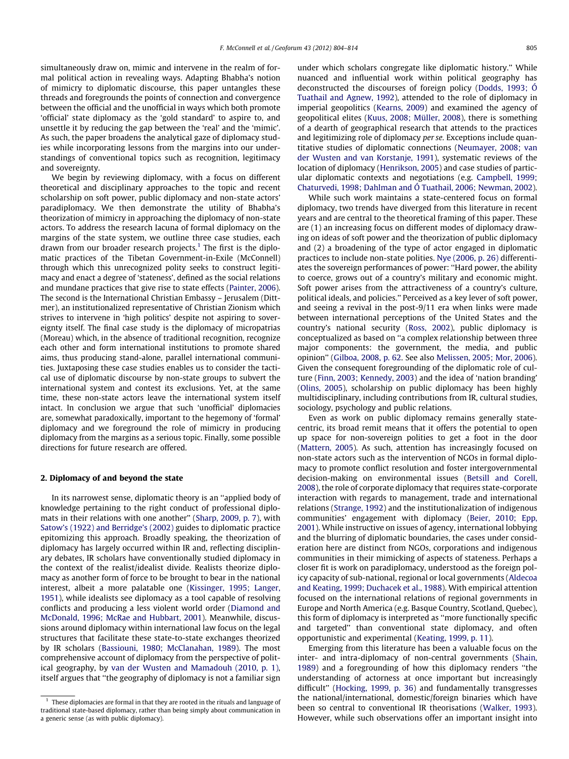simultaneously draw on, mimic and intervene in the realm of formal political action in revealing ways. Adapting Bhabha's notion of mimicry to diplomatic discourse, this paper untangles these threads and foregrounds the points of connection and convergence between the official and the unofficial in ways which both promote 'official' state diplomacy as the 'gold standard' to aspire to, and unsettle it by reducing the gap between the 'real' and the 'mimic'. As such, the paper broadens the analytical gaze of diplomacy studies while incorporating lessons from the margins into our understandings of conventional topics such as recognition, legitimacy and sovereignty.

We begin by reviewing diplomacy, with a focus on different theoretical and disciplinary approaches to the topic and recent scholarship on soft power, public diplomacy and non-state actors' paradiplomacy. We then demonstrate the utility of Bhabha's theorization of mimicry in approaching the diplomacy of non-state actors. To address the research lacuna of formal diplomacy on the margins of the state system, we outline three case studies, each drawn from our broader research projects.[1] The first is the diplomatic practices of the Tibetan Government-in-Exile (McConnell) through which this unrecognized polity seeks to construct legitimacy and enact a degree of 'stateness', defined as the social relations and mundane practices that give rise to state effects (Painter, 2006). The second is the International Christian Embassy – Jerusalem (Dittmer), an institutionalized representative of Christian Zionism which strives to intervene in 'high politics' despite not aspiring to sovereignty itself. The final case study is the diplomacy of micropatrias (Moreau) which, in the absence of traditional recognition, recognize each other and form international institutions to promote shared aims, thus producing stand-alone, parallel international communities. Juxtaposing these case studies enables us to consider the tactical use of diplomatic discourse by non-state groups to subvert the international system and contest its exclusions. Yet, at the same time, these non-state actors leave the international system itself intact. In conclusion we argue that such 'unofficial' diplomacies are, somewhat paradoxically, important to the hegemony of 'formal' diplomacy and we foreground the role of mimicry in producing diplomacy from the margins as a serious topic. Finally, some possible directions for future research are offered.

## 2. Diplomacy of and beyond the state

In its narrowest sense, diplomatic theory is an "applied body of knowledge pertaining to the right conduct of professional diplomats in their relations with one another" (Sharp, 2009, p. 7), with Satow's (1922) and Berridge's (2002) guides to diplomatic practice epitomizing this approach. Broadly speaking, the theorization of diplomacy has largely occurred within IR and, reflecting disciplinary debates, IR scholars have conventionally studied diplomacy in the context of the realist/idealist divide. Realists theorize diplomacy as another form of force to be brought to bear in the national interest, albeit a more palatable one (Kissinger, 1995; Langer, 1951), while idealists see diplomacy as a tool capable of resolving conflicts and producing a less violent world order (Diamond and McDonald, 1996; McRae and Hubbart, 2001). Meanwhile, discussions around diplomacy within international law focus on the legal structures that facilitate these state-to-state exchanges theorized by IR scholars (Bassiouni, 1980; McClanahan, 1989). The most comprehensive account of diplomacy from the perspective of political geography, by van der Wusten and Mamadouh (2010, p. 1), itself argues that "the geography of diplomacy is not a familiar sign under which scholars congregate like diplomatic history." While nuanced and influential work within political geography has deconstructed the discourses of foreign policy (Dodds, 1993; Ó Tuathail and Agnew, 1992), attended to the role of diplomacy in imperial geopolitics (Kearns, 2009) and examined the agency of geopolitical elites (Kuus, 2008; Müller, 2008), there is something of a dearth of geographical research that attends to the practices and legitimizing role of diplomacy *per se*. Exceptions include quantitative studies of diplomatic connections (Neumayer, 2008; van der Wusten and van Korstanje, 1991), systematic reviews of the location of diplomacy (Henrikson, 2005) and case studies of particular diplomatic contexts and negotiations (e.g. Campbell, 1999; Chaturvedi, 1998; Dahlman and Ó Tuathail, 2006; Newman, 2002).

While such work maintains a state-centered focus on formal diplomacy, two trends have diverged from this literature in recent years and are central to the theoretical framing of this paper. These are (1) an increasing focus on different modes of diplomacy drawing on ideas of soft power and the theorization of public diplomacy and (2) a broadening of the type of actor engaged in diplomatic practices to include non-state polities. Nye (2006, p. 26) differentiates the sovereign performances of power: "Hard power, the ability to coerce, grows out of a country's military and economic might. Soft power arises from the attractiveness of a country's culture, political ideals, and policies." Perceived as a key lever of soft power, and seeing a revival in the post-9/11 era when links were made between international perceptions of the United States and the country's national security (Ross, 2002), public diplomacy is conceptualized as based on "a complex relationship between three major components: the government, the media, and public opinion" (Gilboa, 2008, p. 62. See also Melissen, 2005; Mor, 2006). Given the consequent foregrounding of the diplomatic role of culture (Finn, 2003; Kennedy, 2003) and the idea of 'nation branding' (Olins, 2005), scholarship on public diplomacy has been highly multidisciplinary, including contributions from IR, cultural studies, sociology, psychology and public relations.

Even as work on public diplomacy remains generally state-centric, its broad remit means that it offers the potential to open up space for non-sovereign polities to get a foot in the door (Mattern, 2005). As such, attention has increasingly focused on non-state actors such as the intervention of NGOs in formal diplomacy to promote conflict resolution and foster intergovernmental decision-making on environmental issues (Betsill and Corell, 2008), the role of corporate diplomacy that requires state-corporate interaction with regards to management, trade and international relations (Strange, 1992) and the institutionalization of indigenous communities' engagement with diplomacy (Beier, 2010; Epp, 2001). While instructive on issues of agency, international lobbying and the blurring of diplomatic boundaries, the cases under consideration here are distinct from NGOs, corporations and indigenous communities in their mimicking of aspects of stateness. Perhaps a closer fit is work on paradiplomacy, understood as the foreign policy capacity of sub-national, regional or local governments (Aldecoa and Keating, 1999; Duchacek et al., 1988). With empirical attention focused on the international relations of regional governments in Europe and North America (e.g. Basque Country, Scotland, Quebec), this form of diplomacy is interpreted as "more functionally specific and targeted" than conventional state diplomacy, and often opportunistic and experimental (Keating, 1999, p. 11).

Emerging from this literature has been a valuable focus on the inter- and intra-diplomacy of non-central governments (Shain, 1989) and a foregrounding of how this diplomacy renders "the understanding of actorness at once important but increasingly difficult" (Hocking, 1999, p. 36) and fundamentally transgresses the national/international, domestic/foreign binaries which have been so central to conventional IR theorisations (Walker, 1993). However, while such observations offer an important insight into

[1] These diplomacies are formal in that they are rooted in the rituals and language of traditional state-based diplomacy, rather than being simply about communication in a generic sense (as with public diplomacy).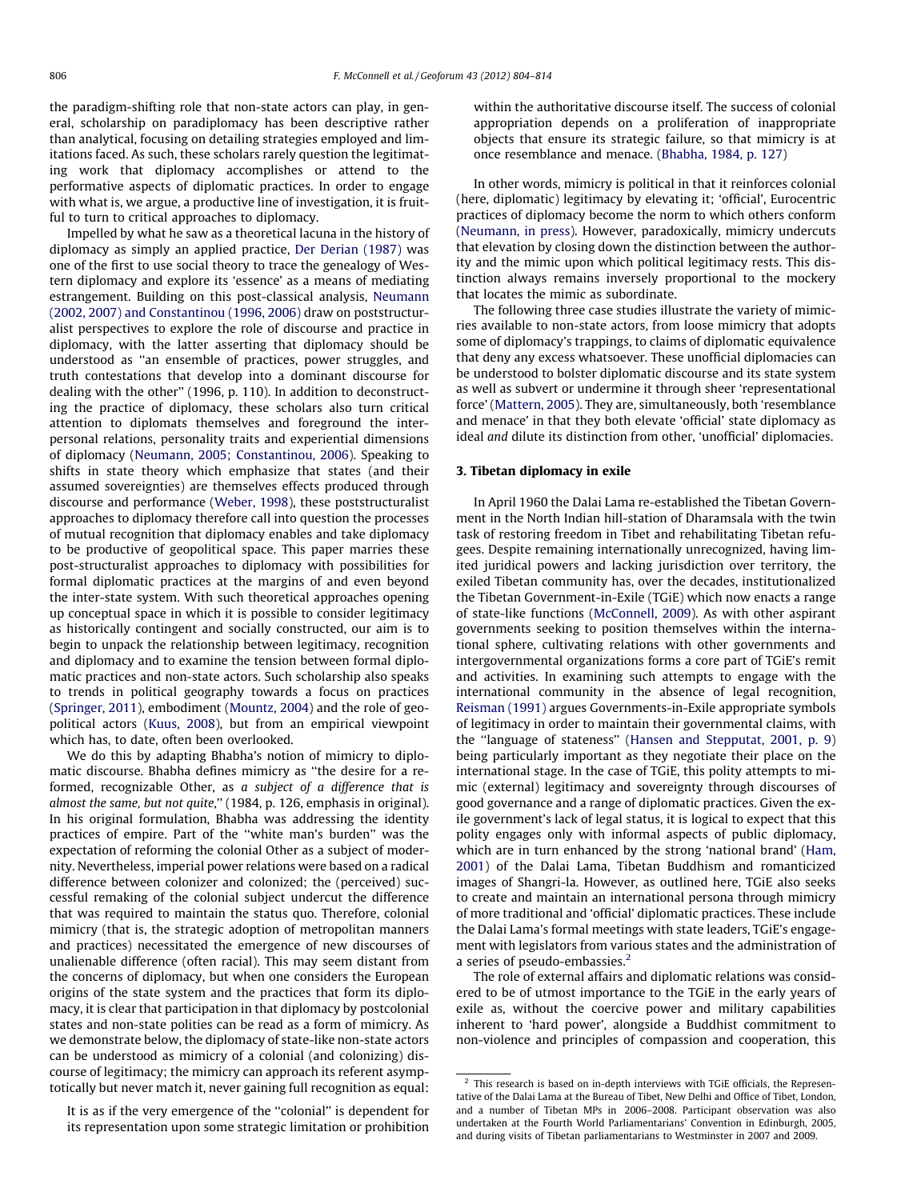the paradigm-shifting role that non-state actors can play, in general, scholarship on paradiplomacy has been descriptive rather than analytical, focusing on detailing strategies employed and limitations faced. As such, these scholars rarely question the legitimating work that diplomacy accomplishes or attend to the performative aspects of diplomatic practices. In order to engage with what is, we argue, a productive line of investigation, it is fruitful to turn to critical approaches to diplomacy.

Impelled by what he saw as a theoretical lacuna in the history of diplomacy as simply an applied practice, Der Derian (1987) was one of the first to use social theory to trace the genealogy of Western diplomacy and explore its 'essence' as a means of mediating estrangement. Building on this post-classical analysis, Neumann (2002, 2007) and Constantinou (1996, 2006) draw on poststructuralist perspectives to explore the role of discourse and practice in diplomacy, with the latter asserting that diplomacy should be understood as "an ensemble of practices, power struggles, and truth contestations that develop into a dominant discourse for dealing with the other" (1996, p. 110). In addition to deconstructing the practice of diplomacy, these scholars also turn critical attention to diplomats themselves and foreground the interpersonal relations, personality traits and experiential dimensions of diplomacy (Neumann, 2005; Constantinou, 2006). Speaking to shifts in state theory which emphasize that states (and their assumed sovereignties) are themselves effects produced through discourse and performance (Weber, 1998), these poststructuralist approaches to diplomacy therefore call into question the processes of mutual recognition that diplomacy enables and take diplomacy to be productive of geopolitical space. This paper marries these post-structuralist approaches to diplomacy with possibilities for formal diplomatic practices at the margins of and even beyond the inter-state system. With such theoretical approaches opening up conceptual space in which it is possible to consider legitimacy as historically contingent and socially constructed, our aim is to begin to unpack the relationship between legitimacy, recognition and diplomacy and to examine the tension between formal diplomatic practices and non-state actors. Such scholarship also speaks to trends in political geography towards a focus on practices (Springer, 2011), embodiment (Mountz, 2004) and the role of geopolitical actors (Kuus, 2008), but from an empirical viewpoint which has, to date, often been overlooked.

We do this by adapting Bhabha's notion of mimicry to diplomatic discourse. Bhabha defines mimicry as "the desire for a reformed, recognizable Other, as *a subject of a difference that is almost the same, but not quite*," (1984, p. 126, emphasis in original). In his original formulation, Bhabha was addressing the identity practices of empire. Part of the "white man's burden" was the expectation of reforming the colonial Other as a subject of modernity. Nevertheless, imperial power relations were based on a radical difference between colonizer and colonized; the (perceived) successful remaking of the colonial subject undercut the difference that was required to maintain the status quo. Therefore, colonial mimicry (that is, the strategic adoption of metropolitan manners and practices) necessitated the emergence of new discourses of unalienable difference (often racial). This may seem distant from the concerns of diplomacy, but when one considers the European origins of the state system and the practices that form its diplomacy, it is clear that participation in that diplomacy by postcolonial states and non-state polities can be read as a form of mimicry. As we demonstrate below, the diplomacy of state-like non-state actors can be understood as mimicry of a colonial (and colonizing) discourse of legitimacy; the mimicry can approach its referent asymptotically but never match it, never gaining full recognition as equal:

> It is as if the very emergence of the "colonial" is dependent for its representation upon some strategic limitation or prohibition within the authoritative discourse itself. The success of colonial appropriation depends on a proliferation of inappropriate objects that ensure its strategic failure, so that mimicry is at once resemblance and menace. (Bhabha, 1984, p. 127)

In other words, mimicry is political in that it reinforces colonial (here, diplomatic) legitimacy by elevating it; 'official', Eurocentric practices of diplomacy become the norm to which others conform (Neumann, in press). However, paradoxically, mimicry undercuts that elevation by closing down the distinction between the authority and the mimic upon which political legitimacy rests. This distinction always remains inversely proportional to the mockery that locates the mimic as subordinate.

The following three case studies illustrate the variety of mimicries available to non-state actors, from loose mimicry that adopts some of diplomacy's trappings, to claims of diplomatic equivalence that deny any excess whatsoever. These unofficial diplomacies can be understood to bolster diplomatic discourse and its state system as well as subvert or undermine it through sheer 'representational force' (Mattern, 2005). They are, simultaneously, both 'resemblance and menace' in that they both elevate 'official' state diplomacy as ideal *and* dilute its distinction from other, 'unofficial' diplomacies.

## 3. Tibetan diplomacy in exile

In April 1960 the Dalai Lama re-established the Tibetan Government in the North Indian hill-station of Dharamsala with the twin task of restoring freedom in Tibet and rehabilitating Tibetan refugees. Despite remaining internationally unrecognized, having limited juridical powers and lacking jurisdiction over territory, the exiled Tibetan community has, over the decades, institutionalized the Tibetan Government-in-Exile (TGiE) which now enacts a range of state-like functions (McConnell, 2009). As with other aspirant governments seeking to position themselves within the international sphere, cultivating relations with other governments and intergovernmental organizations forms a core part of TGiE's remit and activities. In examining such attempts to engage with the international community in the absence of legal recognition, Reisman (1991) argues Governments-in-Exile appropriate symbols of legitimacy in order to maintain their governmental claims, with the "language of stateness" (Hansen and Stepputat, 2001, p. 9) being particularly important as they negotiate their place on the international stage. In the case of TGiE, this polity attempts to mimic (external) legitimacy and sovereignty through discourses of good governance and a range of diplomatic practices. Given the exile government's lack of legal status, it is logical to expect that this polity engages only with informal aspects of public diplomacy, which are in turn enhanced by the strong 'national brand' (Ham, 2001) of the Dalai Lama, Tibetan Buddhism and romanticized images of Shangri-la. However, as outlined here, TGiE also seeks to create and maintain an international persona through mimicry of more traditional and 'official' diplomatic practices. These include the Dalai Lama's formal meetings with state leaders, TGiE's engagement with legislators from various states and the administration of a series of pseudo-embassies.[2]

The role of external affairs and diplomatic relations was considered to be of utmost importance to the TGiE in the early years of exile as, without the coercive power and military capabilities inherent to 'hard power', alongside a Buddhist commitment to non-violence and principles of compassion and cooperation, this

[2] This research is based on in-depth interviews with TGiE officials, the Representative of the Dalai Lama at the Bureau of Tibet, New Delhi and Office of Tibet, London, and a number of Tibetan MPs in 2006–2008. Participant observation was also undertaken at the Fourth World Parliamentarians' Convention in Edinburgh, 2005, and during visits of Tibetan parliamentarians to Westminster in 2007 and 2009.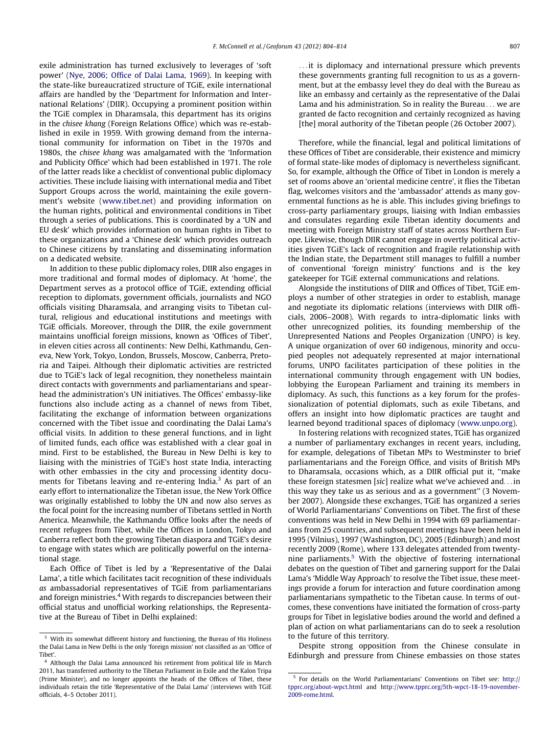exile administration has turned exclusively to leverages of 'soft power' (Nye, 2006; Office of Dalai Lama, 1969). In keeping with the state-like bureaucratized structure of TGiE, exile international affairs are handled by the 'Department for Information and International Relations' (DIIR). Occupying a prominent position within the TGiE complex in Dharamsala, this department has its origins in the *chisee khang* (Foreign Relations Office) which was re-established in exile in 1959. With growing demand from the international community for information on Tibet in the 1970s and 1980s, the *chisee khang* was amalgamated with the 'Information and Publicity Office' which had been established in 1971. The role of the latter reads like a checklist of conventional public diplomacy activities. These include liaising with international media and Tibet Support Groups across the world, maintaining the exile government's website (www.tibet.net) and providing information on the human rights, political and environmental conditions in Tibet through a series of publications. This is coordinated by a 'UN and EU desk' which provides information on human rights in Tibet to these organizations and a 'Chinese desk' which provides outreach to Chinese citizens by translating and disseminating information on a dedicated website.

In addition to these public diplomacy roles, DIIR also engages in more traditional and formal modes of diplomacy. At 'home', the Department serves as a protocol office of TGiE, extending official reception to diplomats, government officials, journalists and NGO officials visiting Dharamsala, and arranging visits to Tibetan cultural, religious and educational institutions and meetings with TGiE officials. Moreover, through the DIIR, the exile government maintains unofficial foreign missions, known as 'Offices of Tibet', in eleven cities across all continents: New Delhi, Kathmandu, Geneva, New York, Tokyo, London, Brussels, Moscow, Canberra, Pretoria and Taipei. Although their diplomatic activities are restricted due to TGiE's lack of legal recognition, they nonetheless maintain direct contacts with governments and parliamentarians and spearhead the administration's UN initiatives. The Offices' embassy-like functions also include acting as a channel of news from Tibet, facilitating the exchange of information between organizations concerned with the Tibet issue and coordinating the Dalai Lama's official visits. In addition to these general functions, and in light of limited funds, each office was established with a clear goal in mind. First to be established, the Bureau in New Delhi is key to liaising with the ministries of TGiE's host state India, interacting with other embassies in the city and processing identity documents for Tibetans leaving and re-entering India.[3] As part of an early effort to internationalize the Tibetan issue, the New York Office was originally established to lobby the UN and now also serves as the focal point for the increasing number of Tibetans settled in North America. Meanwhile, the Kathmandu Office looks after the needs of recent refugees from Tibet, while the Offices in London, Tokyo and Canberra reflect both the growing Tibetan diaspora and TGiE's desire to engage with states which are politically powerful on the international stage.

Each Office of Tibet is led by a 'Representative of the Dalai Lama', a title which facilitates tacit recognition of these individuals *as* ambassadorial representatives of TGiE from parliamentarians and foreign ministries.[4] With regards to discrepancies between their official status and unofficial working relationships, the Representative at the Bureau of Tibet in Delhi explained:

> ...it is diplomacy and international pressure which prevents these governments granting full recognition to us as a government, but at the embassy level they do deal with the Bureau as like an embassy and certainly as the representative of the Dalai Lama and his administration. So in reality the Bureau... we are granted de facto recognition and certainly recognized as having [the] moral authority of the Tibetan people (26 October 2007).

Therefore, while the financial, legal and political limitations of these Offices of Tibet are considerable, their existence and mimicry of formal state-like modes of diplomacy is nevertheless significant. So, for example, although the Office of Tibet in London is merely a set of rooms above an 'oriental medicine centre', it flies the Tibetan flag, welcomes visitors and the 'ambassador' attends as many governmental functions as he is able. This includes giving briefings to cross-party parliamentary groups, liaising with Indian embassies and consulates regarding exile Tibetan identity documents and meeting with Foreign Ministry staff of states across Northern Europe. Likewise, though DIIR cannot engage in overtly political activities given TGiE's lack of recognition and fragile relationship with the Indian state, the Department still manages to fulfill a number of conventional 'foreign ministry' functions and is the key gatekeeper for TGiE external communications and relations.

Alongside the institutions of DIIR and Offices of Tibet, TGiE employs a number of other strategies in order to establish, manage and negotiate its diplomatic relations (interviews with DIIR officials, 2006–2008). With regards to intra-diplomatic links with other unrecognized polities, its founding membership of the Unrepresented Nations and Peoples Organization (UNPO) is key. A unique organization of over 60 indigenous, minority and occupied peoples not adequately represented at major international forums, UNPO facilitates participation of these polities in the international community through engagement with UN bodies, lobbying the European Parliament and training its members in diplomacy. As such, this functions as a key forum for the professionalization of potential diplomats, such as exile Tibetans, and offers an insight into how diplomatic practices are taught and learned beyond traditional spaces of diplomacy (www.unpo.org).

In fostering relations with recognized states, TGiE has organized a number of parliamentary exchanges in recent years, including, for example, delegations of Tibetan MPs to Westminster to brief parliamentarians and the Foreign Office, and visits of British MPs to Dharamsala, occasions which, as a DIIR official put it, "make these foreign statesmen [*sic*] realize what we've achieved and...in this way they take us as serious and as a government" (3 November 2007). Alongside these exchanges, TGiE has organized a series of World Parliamentarians' Conventions on Tibet. The first of these conventions was held in New Delhi in 1994 with 69 parliamentarians from 25 countries, and subsequent meetings have been held in 1995 (Vilnius), 1997 (Washington, DC), 2005 (Edinburgh) and most recently 2009 (Rome), where 133 delegates attended from twenty-nine parliaments.[5] With the objective of fostering international debates on the question of Tibet and garnering support for the Dalai Lama's 'Middle Way Approach' to resolve the Tibet issue, these meetings provide a forum for interaction and future coordination among parliamentarians sympathetic to the Tibetan cause. In terms of outcomes, these conventions have initiated the formation of cross-party groups for Tibet in legislative bodies around the world and defined a plan of action on what parliamentarians can do to seek a resolution to the future of this territory.

Despite strong opposition from the Chinese consulate in Edinburgh and pressure from Chinese embassies on those states

---

[3] With its somewhat different history and functioning, the Bureau of His Holiness the Dalai Lama in New Delhi is the only 'foreign mission' not classified as an 'Office of Tibet'.

[4] Although the Dalai Lama announced his retirement from political life in March 2011, has transferred authority to the Tibetan Parliament in Exile and the Kalon Tripa (Prime Minister), and no longer appoints the heads of the Offices of Tibet, these individuals retain the title 'Representative of the Dalai Lama' (interviews with TGiE officials, 4–5 October 2011).

[5] For details on the World Parliamentarians' Conventions on Tibet see: http://tpprc.org/about-wpct.html and http://www.tpprc.org/5th-wpct-18-19-november-2009-rome.html.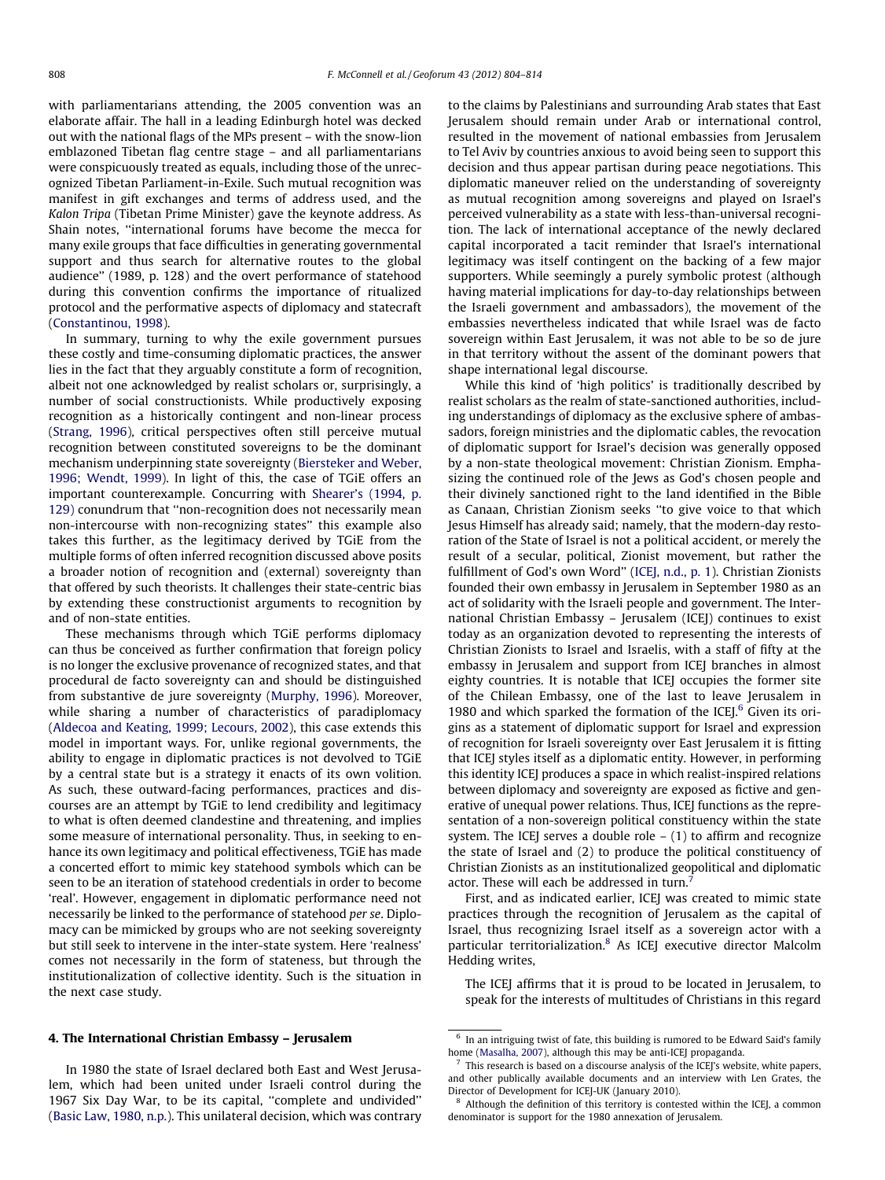with parliamentarians attending, the 2005 convention was an elaborate affair. The hall in a leading Edinburgh hotel was decked out with the national flags of the MPs present – with the snow-lion emblazoned Tibetan flag centre stage – and all parliamentarians were conspicuously treated as equals, including those of the unrecognized Tibetan Parliament-in-Exile. Such mutual recognition was manifest in gift exchanges and terms of address used, and the *Kalon Tripa* (Tibetan Prime Minister) gave the keynote address. As Shain notes, ''international forums have become the mecca for many exile groups that face difficulties in generating governmental support and thus search for alternative routes to the global audience'' (1989, p. 128) and the overt performance of statehood during this convention confirms the importance of ritualized protocol and the performative aspects of diplomacy and statecraft (Constantinou, 1998).

In summary, turning to why the exile government pursues these costly and time-consuming diplomatic practices, the answer lies in the fact that they arguably constitute a form of recognition, albeit not one acknowledged by realist scholars or, surprisingly, a number of social constructionists. While productively exposing recognition as a historically contingent and non-linear process (Strang, 1996), critical perspectives often still perceive mutual recognition between constituted sovereigns to be the dominant mechanism underpinning state sovereignty (Biersteker and Weber, 1996; Wendt, 1999). In light of this, the case of TGiE offers an important counterexample. Concurring with Shearer's (1994, p. 129) conundrum that ''non-recognition does not necessarily mean non-intercourse with non-recognizing states'' this example also takes this further, as the legitimacy derived by TGiE from the multiple forms of often inferred recognition discussed above posits a broader notion of recognition and (external) sovereignty than that offered by such theorists. It challenges their state-centric bias by extending these constructionist arguments to recognition by and of non-state entities.

These mechanisms through which TGiE performs diplomacy can thus be conceived as further confirmation that foreign policy is no longer the exclusive provenance of recognized states, and that procedural de facto sovereignty can and should be distinguished from substantive de jure sovereignty (Murphy, 1996). Moreover, while sharing a number of characteristics of paradiplomacy (Aldecoa and Keating, 1999; Lecours, 2002), this case extends this model in important ways. For, unlike regional governments, the ability to engage in diplomatic practices is not devolved to TGiE by a central state but is a strategy it enacts of its own volition. As such, these outward-facing performances, practices and discourses are an attempt by TGiE to lend credibility and legitimacy to what is often deemed clandestine and threatening, and implies some measure of international personality. Thus, in seeking to enhance its own legitimacy and political effectiveness, TGiE has made a concerted effort to mimic key statehood symbols which can be seen to be an iteration of statehood credentials in order to become 'real'. However, engagement in diplomatic performance need not necessarily be linked to the performance of statehood *per se*. Diplomacy can be mimicked by groups who are not seeking sovereignty but still seek to intervene in the inter-state system. Here 'realness' comes not necessarily in the form of stateness, but through the institutionalization of collective identity. Such is the situation in the next case study.

## 4. The International Christian Embassy – Jerusalem

In 1980 the state of Israel declared both East and West Jerusalem, which had been united under Israeli control during the 1967 Six Day War, to be its capital, ''complete and undivided'' (Basic Law, 1980, n.p.). This unilateral decision, which was contrary to the claims by Palestinians and surrounding Arab states that East Jerusalem should remain under Arab or international control, resulted in the movement of national embassies from Jerusalem to Tel Aviv by countries anxious to avoid being seen to support this decision and thus appear partisan during peace negotiations. This diplomatic maneuver relied on the understanding of sovereignty as mutual recognition among sovereigns and played on Israel's perceived vulnerability as a state with less-than-universal recognition. The lack of international acceptance of the newly declared capital incorporated a tacit reminder that Israel's international legitimacy was itself contingent on the backing of a few major supporters. While seemingly a purely symbolic protest (although having material implications for day-to-day relationships between the Israeli government and ambassadors), the movement of the embassies nevertheless indicated that while Israel was de facto sovereign within East Jerusalem, it was not able to be so de jure in that territory without the assent of the dominant powers that shape international legal discourse.

While this kind of 'high politics' is traditionally described by realist scholars as the realm of state-sanctioned authorities, including understandings of diplomacy as the exclusive sphere of ambassadors, foreign ministries and the diplomatic cables, the revocation of diplomatic support for Israel's decision was generally opposed by a non-state theological movement: Christian Zionism. Emphasizing the continued role of the Jews as God's chosen people and their divinely sanctioned right to the land identified in the Bible as Canaan, Christian Zionism seeks ''to give voice to that which Jesus Himself has already said; namely, that the modern-day restoration of the State of Israel is not a political accident, or merely the result of a secular, political, Zionist movement, but rather the fulfillment of God's own Word'' (ICEJ, n.d., p. 1). Christian Zionists founded their own embassy in Jerusalem in September 1980 as an act of solidarity with the Israeli people and government. The International Christian Embassy – Jerusalem (ICEJ) continues to exist today as an organization devoted to representing the interests of Christian Zionists to Israel and Israelis, with a staff of fifty at the embassy in Jerusalem and support from ICEJ branches in almost eighty countries. It is notable that ICEJ occupies the former site of the Chilean Embassy, one of the last to leave Jerusalem in 1980 and which sparked the formation of the ICEJ.[6] Given its origins as a statement of diplomatic support for Israel and expression of recognition for Israeli sovereignty over East Jerusalem it is fitting that ICEJ styles itself as a diplomatic entity. However, in performing this identity ICEJ produces a space in which realist-inspired relations between diplomacy and sovereignty are exposed as fictive and generative of unequal power relations. Thus, ICEJ functions as the representation of a non-sovereign political constituency within the state system. The ICEJ serves a double role – (1) to affirm and recognize the state of Israel and (2) to produce the political constituency of Christian Zionists as an institutionalized geopolitical and diplomatic actor. These will each be addressed in turn.[7]

First, and as indicated earlier, ICEJ was created to mimic state practices through the recognition of Jerusalem as the capital of Israel, thus recognizing Israel itself as a sovereign actor with a particular territorialization.[8] As ICEJ executive director Malcolm Hedding writes,

> The ICEJ affirms that it is proud to be located in Jerusalem, to speak for the interests of multitudes of Christians in this regard

---

[6] In an intriguing twist of fate, this building is rumored to be Edward Said's family home (Masalha, 2007), although this may be anti-ICEJ propaganda.

[7] This research is based on a discourse analysis of the ICEJ's website, white papers, and other publically available documents and an interview with Len Grates, the Director of Development for ICEJ-UK (January 2010).

[8] Although the definition of this territory is contested within the ICEJ, a common denominator is support for the 1980 annexation of Jerusalem.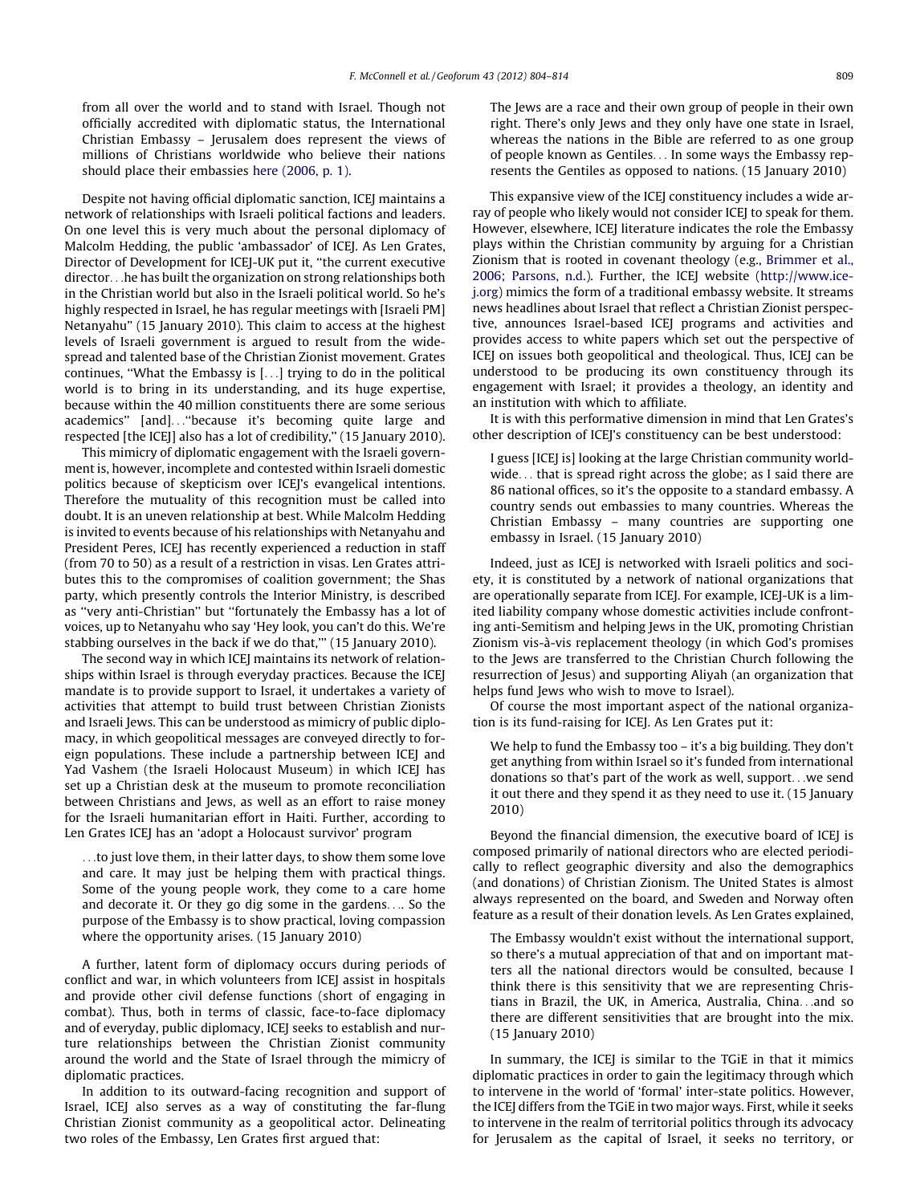from all over the world and to stand with Israel. Though not officially accredited with diplomatic status, the International Christian Embassy – Jerusalem does represent the views of millions of Christians worldwide who believe their nations should place their embassies here (2006, p. 1).

Despite not having official diplomatic sanction, ICEJ maintains a network of relationships with Israeli political factions and leaders. On one level this is very much about the personal diplomacy of Malcolm Hedding, the public 'ambassador' of ICEJ. As Len Grates, Director of Development for ICEJ-UK put it, "the current executive director...he has built the organization on strong relationships both in the Christian world but also in the Israeli political world. So he's highly respected in Israel, he has regular meetings with [Israeli PM] Netanyahu" (15 January 2010). This claim to access at the highest levels of Israeli government is argued to result from the wide-spread and talented base of the Christian Zionist movement. Grates continues, "What the Embassy is [...] trying to do in the political world is to bring in its understanding, and its huge expertise, because within the 40 million constituents there are some serious academics" [and]..."because it's becoming quite large and respected [the ICEJ] also has a lot of credibility," (15 January 2010).

This mimicry of diplomatic engagement with the Israeli government is, however, incomplete and contested within Israeli domestic politics because of skepticism over ICEJ's evangelical intentions. Therefore the mutuality of this recognition must be called into doubt. It is an uneven relationship at best. While Malcolm Hedding is invited to events because of his relationships with Netanyahu and President Peres, ICEJ has recently experienced a reduction in staff (from 70 to 50) as a result of a restriction in visas. Len Grates attributes this to the compromises of coalition government; the Shas party, which presently controls the Interior Ministry, is described as "very anti-Christian" but "fortunately the Embassy has a lot of voices, up to Netanyahu who say 'Hey look, you can't do this. We're stabbing ourselves in the back if we do that,'" (15 January 2010).

The second way in which ICEJ maintains its network of relationships within Israel is through everyday practices. Because the ICEJ mandate is to provide support to Israel, it undertakes a variety of activities that attempt to build trust between Christian Zionists and Israeli Jews. This can be understood as mimicry of public diplomacy, in which geopolitical messages are conveyed directly to foreign populations. These include a partnership between ICEJ and Yad Vashem (the Israeli Holocaust Museum) in which ICEJ has set up a Christian desk at the museum to promote reconciliation between Christians and Jews, as well as an effort to raise money for the Israeli humanitarian effort in Haiti. Further, according to Len Grates ICEJ has an 'adopt a Holocaust survivor' program

> ...to just love them, in their latter days, to show them some love and care. It may just be helping them with practical things. Some of the young people work, they come to a care home and decorate it. Or they go dig some in the gardens.... So the purpose of the Embassy is to show practical, loving compassion where the opportunity arises. (15 January 2010)

A further, latent form of diplomacy occurs during periods of conflict and war, in which volunteers from ICEJ assist in hospitals and provide other civil defense functions (short of engaging in combat). Thus, both in terms of classic, face-to-face diplomacy and of everyday, public diplomacy, ICEJ seeks to establish and nurture relationships between the Christian Zionist community around the world and the State of Israel through the mimicry of diplomatic practices.

In addition to its outward-facing recognition and support of Israel, ICEJ also serves as a way of constituting the far-flung Christian Zionist community as a geopolitical actor. Delineating two roles of the Embassy, Len Grates first argued that:

> The Jews are a race and their own group of people in their own right. There's only Jews and they only have one state in Israel, whereas the nations in the Bible are referred to as one group of people known as Gentiles... In some ways the Embassy represents the Gentiles as opposed to nations. (15 January 2010)

This expansive view of the ICEJ constituency includes a wide array of people who likely would not consider ICEJ to speak for them. However, elsewhere, ICEJ literature indicates the role the Embassy plays within the Christian community by arguing for a Christian Zionism that is rooted in covenant theology (e.g., Brimmer et al., 2006; Parsons, n.d.). Further, the ICEJ website (http://www.icej.org) mimics the form of a traditional embassy website. It streams news headlines about Israel that reflect a Christian Zionist perspective, announces Israel-based ICEJ programs and activities and provides access to white papers which set out the perspective of ICEJ on issues both geopolitical and theological. Thus, ICEJ can be understood to be producing its own constituency through its engagement with Israel; it provides a theology, an identity and an institution with which to affiliate.

It is with this performative dimension in mind that Len Grates's other description of ICEJ's constituency can be best understood:

> I guess [ICEJ is] looking at the large Christian community worldwide... that is spread right across the globe; as I said there are 86 national offices, so it's the opposite to a standard embassy. A country sends out embassies to many countries. Whereas the Christian Embassy – many countries are supporting one embassy in Israel. (15 January 2010)

Indeed, just as ICEJ is networked with Israeli politics and society, it is constituted by a network of national organizations that are operationally separate from ICEJ. For example, ICEJ-UK is a limited liability company whose domestic activities include confronting anti-Semitism and helping Jews in the UK, promoting Christian Zionism vis-à-vis replacement theology (in which God's promises to the Jews are transferred to the Christian Church following the resurrection of Jesus) and supporting Aliyah (an organization that helps fund Jews who wish to move to Israel).

Of course the most important aspect of the national organization is its fund-raising for ICEJ. As Len Grates put it:

> We help to fund the Embassy too – it's a big building. They don't get anything from within Israel so it's funded from international donations so that's part of the work as well, support...we send it out there and they spend it as they need to use it. (15 January 2010)

Beyond the financial dimension, the executive board of ICEJ is composed primarily of national directors who are elected periodically to reflect geographic diversity and also the demographics (and donations) of Christian Zionism. The United States is almost always represented on the board, and Sweden and Norway often feature as a result of their donation levels. As Len Grates explained,

> The Embassy wouldn't exist without the international support, so there's a mutual appreciation of that and on important matters all the national directors would be consulted, because I think there is this sensitivity that we are representing Christians in Brazil, the UK, in America, Australia, China...and so there are different sensitivities that are brought into the mix. (15 January 2010)

In summary, the ICEJ is similar to the TGiE in that it mimics diplomatic practices in order to gain the legitimacy through which to intervene in the world of 'formal' inter-state politics. However, the ICEJ differs from the TGiE in two major ways. First, while it seeks to intervene in the realm of territorial politics through its advocacy for Jerusalem as the capital of Israel, it seeks no territory, or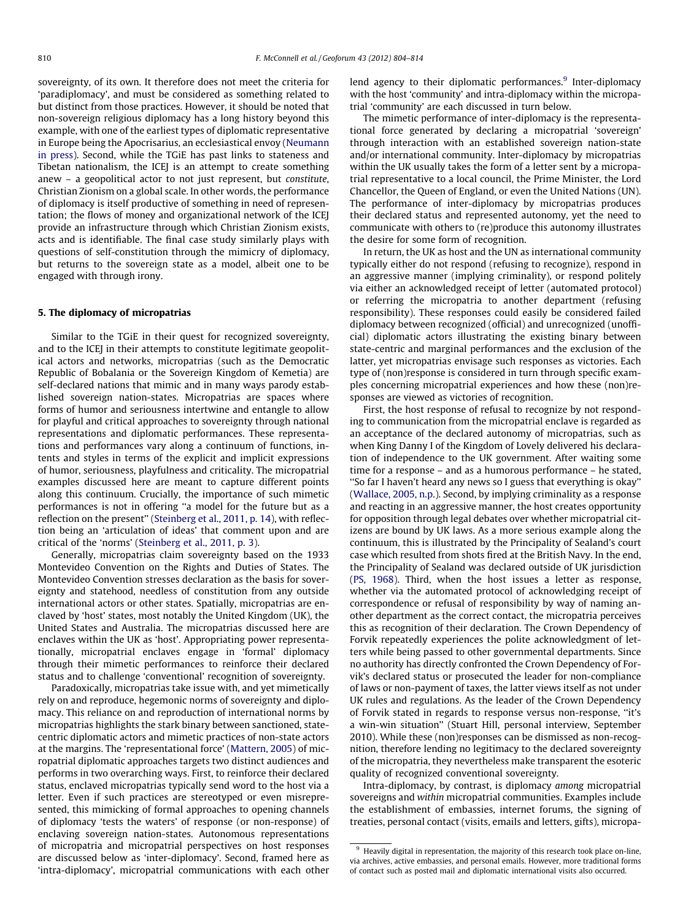sovereignty, of its own. It therefore does not meet the criteria for 'paradiplomacy', and must be considered as something related to but distinct from those practices. However, it should be noted that non-sovereign religious diplomacy has a long history beyond this example, with one of the earliest types of diplomatic representative in Europe being the Apocrisarius, an ecclesiastical envoy (Neumann in press). Second, while the TGiE has past links to stateness and Tibetan nationalism, the ICEJ is an attempt to create something anew – a geopolitical actor to not just represent, but *constitute*, Christian Zionism on a global scale. In other words, the performance of diplomacy is itself productive of something in need of representation; the flows of money and organizational network of the ICEJ provide an infrastructure through which Christian Zionism exists, acts and is identifiable. The final case study similarly plays with questions of self-constitution through the mimicry of diplomacy, but returns to the sovereign state as a model, albeit one to be engaged with through irony.

## 5. The diplomacy of micropatrias

Similar to the TGiE in their quest for recognized sovereignty, and to the ICEJ in their attempts to constitute legitimate geopolitical actors and networks, micropatrias (such as the Democratic Republic of Bobalania or the Sovereign Kingdom of Kemetia) are self-declared nations that mimic and in many ways parody established sovereign nation-states. Micropatrias are spaces where forms of humor and seriousness intertwine and entangle to allow for playful and critical approaches to sovereignty through national representations and diplomatic performances. These representations and performances vary along a continuum of functions, intents and styles in terms of the explicit and implicit expressions of humor, seriousness, playfulness and criticality. The micropatrial examples discussed here are meant to capture different points along this continuum. Crucially, the importance of such mimetic performances is not in offering "a model for the future but as a reflection on the present" (Steinberg et al., 2011, p. 14), with reflection being an 'articulation of ideas' that comment upon and are critical of the 'norms' (Steinberg et al., 2011, p. 3).

Generally, micropatrias claim sovereignty based on the 1933 Montevideo Convention on the Rights and Duties of States. The Montevideo Convention stresses declaration as the basis for sovereignty and statehood, needless of constitution from any outside international actors or other states. Spatially, micropatrias are enclaved by 'host' states, most notably the United Kingdom (UK), the United States and Australia. The micropatrias discussed here are enclaves within the UK as 'host'. Appropriating power representationally, micropatrial enclaves engage in 'formal' diplomacy through their mimetic performances to reinforce their declared status and to challenge 'conventional' recognition of sovereignty.

Paradoxically, micropatrias take issue with, and yet mimetically rely on and reproduce, hegemonic norms of sovereignty and diplomacy. This reliance on and reproduction of international norms by micropatrias highlights the stark binary between sanctioned, state-centric diplomatic actors and mimetic practices of non-state actors at the margins. The 'representational force' (Mattern, 2005) of micropatrial diplomatic approaches targets two distinct audiences and performs in two overarching ways. First, to reinforce their declared status, enclaved micropatrias typically send word to the host via a letter. Even if such practices are stereotyped or even misrepresented, this mimicking of formal approaches to opening channels of diplomacy 'tests the waters' of response (or non-response) of enclaving sovereign nation-states. Autonomous representations of micropatria and micropatrial perspectives on host responses are discussed below as 'inter-diplomacy'. Second, framed here as 'intra-diplomacy', micropatrial communications with each other lend agency to their diplomatic performances.[9] Inter-diplomacy with the host 'community' and intra-diplomacy within the micropatrial 'community' are each discussed in turn below.

The mimetic performance of inter-diplomacy is the representational force generated by declaring a micropatrial 'sovereign' through interaction with an established sovereign nation-state and/or international community. Inter-diplomacy by micropatrias within the UK usually takes the form of a letter sent by a micropatrial representative to a local council, the Prime Minister, the Lord Chancellor, the Queen of England, or even the United Nations (UN). The performance of inter-diplomacy by micropatrias produces their declared status and represented autonomy, yet the need to communicate with others to (re)produce this autonomy illustrates the desire for some form of recognition.

In return, the UK as host and the UN as international community typically either do not respond (refusing to recognize), respond in an aggressive manner (implying criminality), or respond politely via either an acknowledged receipt of letter (automated protocol) or referring the micropatria to another department (refusing responsibility). These responses could easily be considered failed diplomacy between recognized (official) and unrecognized (unofficial) diplomatic actors illustrating the existing binary between state-centric and marginal performances and the exclusion of the latter, yet micropatrias envisage such responses as victories. Each type of (non)response is considered in turn through specific examples concerning micropatrial experiences and how these (non)responses are viewed as victories of recognition.

First, the host response of refusal to recognize by not responding to communication from the micropatrial enclave is regarded as an acceptance of the declared autonomy of micropatrias, such as when King Danny I of the Kingdom of Lovely delivered his declaration of independence to the UK government. After waiting some time for a response – and as a humorous performance – he stated, "So far I haven't heard any news so I guess that everything is okay" (Wallace, 2005, n.p.). Second, by implying criminality as a response and reacting in an aggressive manner, the host creates opportunity for opposition through legal debates over whether micropatrial citizens are bound by UK laws. As a more serious example along the continuum, this is illustrated by the Principality of Sealand's court case which resulted from shots fired at the British Navy. In the end, the Principality of Sealand was declared outside of UK jurisdiction (PS, 1968). Third, when the host issues a letter as response, whether via the automated protocol of acknowledging receipt of correspondence or refusal of responsibility by way of naming another department as the correct contact, the micropatria perceives this as recognition of their declaration. The Crown Dependency of Forvik repeatedly experiences the polite acknowledgment of letters while being passed to other governmental departments. Since no authority has directly confronted the Crown Dependency of Forvik's declared status or prosecuted the leader for non-compliance of laws or non-payment of taxes, the latter views itself as not under UK rules and regulations. As the leader of the Crown Dependency of Forvik stated in regards to response versus non-response, "it's a win-win situation" (Stuart Hill, personal interview, September 2010). While these (non)responses can be dismissed as non-recognition, therefore lending no legitimacy to the declared sovereignty of the micropatria, they nevertheless make transparent the esoteric quality of recognized conventional sovereignty.

Intra-diplomacy, by contrast, is diplomacy *among* micropatrial sovereigns and *within* micropatrial communities. Examples include the establishment of embassies, internet forums, the signing of treaties, personal contact (visits, emails and letters, gifts), micropa-

[9] Heavily digital in representation, the majority of this research took place on-line, via archives, active embassies, and personal emails. However, more traditional forms of contact such as posted mail and diplomatic international visits also occurred.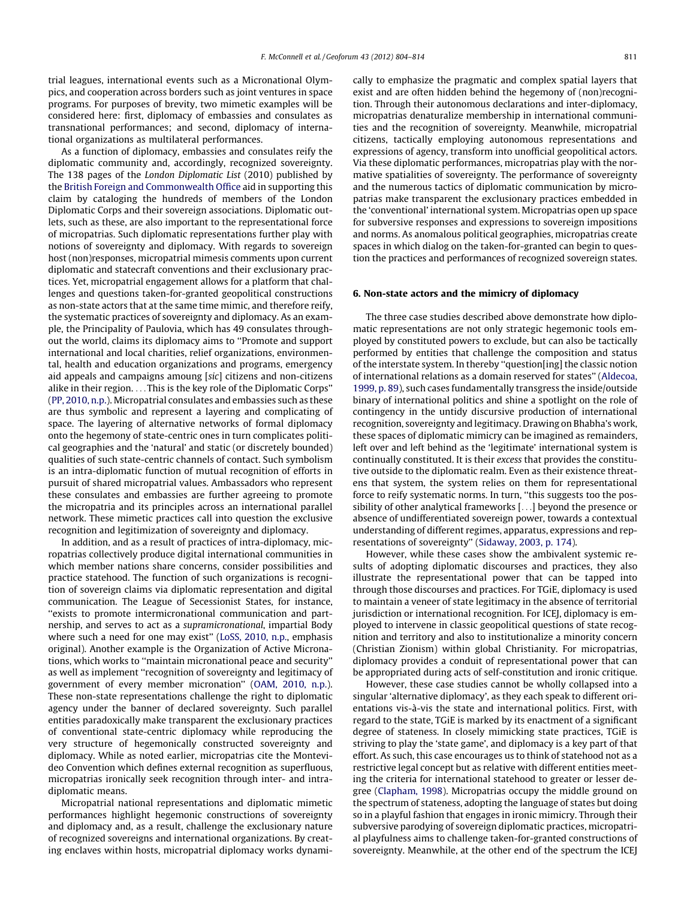trial leagues, international events such as a Micronational Olympics, and cooperation across borders such as joint ventures in space programs. For purposes of brevity, two mimetic examples will be considered here: first, diplomacy of embassies and consulates as transnational performances; and second, diplomacy of international organizations as multilateral performances.

As a function of diplomacy, embassies and consulates reify the diplomatic community and, accordingly, recognized sovereignty. The 138 pages of the *London Diplomatic List* (2010) published by the British Foreign and Commonwealth Office aid in supporting this claim by cataloging the hundreds of members of the London Diplomatic Corps and their sovereign associations. Diplomatic outlets, such as these, are also important to the representational force of micropatrias. Such diplomatic representations further play with notions of sovereignty and diplomacy. With regards to sovereign host (non)responses, micropatrial mimesis comments upon current diplomatic and statecraft conventions and their exclusionary practices. Yet, micropatrial engagement allows for a platform that challenges and questions taken-for-granted geopolitical constructions as non-state actors that at the same time mimic, and therefore reify, the systematic practices of sovereignty and diplomacy. As an example, the Principality of Paulovia, which has 49 consulates throughout the world, claims its diplomacy aims to "Promote and support international and local charities, relief organizations, environmental, health and education organizations and programs, emergency aid appeals and campaigns amoung [*sic*] citizens and non-citizens alike in their region. ... This is the key role of the Diplomatic Corps" (PP, 2010, n.p.). Micropatrial consulates and embassies such as these are thus symbolic and represent a layering and complicating of space. The layering of alternative networks of formal diplomacy onto the hegemony of state-centric ones in turn complicates political geographies and the 'natural' and static (or discretely bounded) qualities of such state-centric channels of contact. Such symbolism is an intra-diplomatic function of mutual recognition of efforts in pursuit of shared micropatrial values. Ambassadors who represent these consulates and embassies are further agreeing to promote the micropatria and its principles across an international parallel network. These mimetic practices call into question the exclusive recognition and legitimization of sovereignty and diplomacy.

In addition, and as a result of practices of intra-diplomacy, micropatrias collectively produce digital international communities in which member nations share concerns, consider possibilities and practice statehood. The function of such organizations is recognition of sovereign claims via diplomatic representation and digital communication. The League of Secessionist States, for instance, "exists to promote intermicronational communication and partnership, and serves to act as a *supramicronational*, impartial Body where such a need for one may exist" (LoSS, 2010, n.p., emphasis original). Another example is the Organization of Active Micronations, which works to "maintain micronational peace and security" as well as implement "recognition of sovereignty and legitimacy of government of every member micronation" (OAM, 2010, n.p.). These non-state representations challenge the right to diplomatic agency under the banner of declared sovereignty. Such parallel entities paradoxically make transparent the exclusionary practices of conventional state-centric diplomacy while reproducing the very structure of hegemonically constructed sovereignty and diplomacy. While as noted earlier, micropatrias cite the Montevideo Convention which defines external recognition as superfluous, micropatrias ironically seek recognition through inter- and intra-diplomatic means.

Micropatrial national representations and diplomatic mimetic performances highlight hegemonic constructions of sovereignty and diplomacy and, as a result, challenge the exclusionary nature of recognized sovereigns and international organizations. By creating enclaves within hosts, micropatrial diplomacy works dynamically to emphasize the pragmatic and complex spatial layers that exist and are often hidden behind the hegemony of (non)recognition. Through their autonomous declarations and inter-diplomacy, micropatrias denaturalize membership in international communities and the recognition of sovereignty. Meanwhile, micropatrial citizens, tactically employing autonomous representations and expressions of agency, transform into unofficial geopolitical actors. Via these diplomatic performances, micropatrias play with the normative spatialities of sovereignty. The performance of sovereignty and the numerous tactics of diplomatic communication by micropatrias make transparent the exclusionary practices embedded in the 'conventional' international system. Micropatrias open up space for subversive responses and expressions to sovereign impositions and norms. As anomalous political geographies, micropatrias create spaces in which dialog on the taken-for-granted can begin to question the practices and performances of recognized sovereign states.

## 6. Non-state actors and the mimicry of diplomacy

The three case studies described above demonstrate how diplomatic representations are not only strategic hegemonic tools employed by constituted powers to exclude, but can also be tactically performed by entities that challenge the composition and status of the interstate system. In thereby "question[ing] the classic notion of international relations as a domain reserved for states" (Aldecoa, 1999, p. 89), such cases fundamentally transgress the inside/outside binary of international politics and shine a spotlight on the role of contingency in the untidy discursive production of international recognition, sovereignty and legitimacy. Drawing on Bhabha's work, these spaces of diplomatic mimicry can be imagined as remainders, left over and left behind as the 'legitimate' international system is continually constituted. It is their *excess* that provides the constitutive outside to the diplomatic realm. Even as their existence threatens that system, the system relies on them for representational force to reify systematic norms. In turn, "this suggests too the possibility of other analytical frameworks [...] beyond the presence or absence of undifferentiated sovereign power, towards a contextual understanding of different regimes, apparatus, expressions and representations of sovereignty" (Sidaway, 2003, p. 174).

However, while these cases show the ambivalent systemic results of adopting diplomatic discourses and practices, they also illustrate the representational power that can be tapped into through those discourses and practices. For TGiE, diplomacy is used to maintain a veneer of state legitimacy in the absence of territorial jurisdiction or international recognition. For ICEJ, diplomacy is employed to intervene in classic geopolitical questions of state recognition and territory and also to institutionalize a minority concern (Christian Zionism) within global Christianity. For micropatrias, diplomacy provides a conduit of representational power that can be appropriated during acts of self-constitution and ironic critique.

However, these case studies cannot be wholly collapsed into a singular 'alternative diplomacy', as they each speak to different orientations vis-à-vis the state and international politics. First, with regard to the state, TGiE is marked by its enactment of a significant degree of stateness. In closely mimicking state practices, TGiE is striving to play the 'state game', and diplomacy is a key part of that effort. As such, this case encourages us to think of statehood not as a restrictive legal concept but as relative with different entities meeting the criteria for international statehood to greater or lesser degree (Clapham, 1998). Micropatrias occupy the middle ground on the spectrum of stateness, adopting the language of states but doing so in a playful fashion that engages in ironic mimicry. Through their subversive parodying of sovereign diplomatic practices, micropatrial playfulness aims to challenge taken-for-granted constructions of sovereignty. Meanwhile, at the other end of the spectrum the ICEJ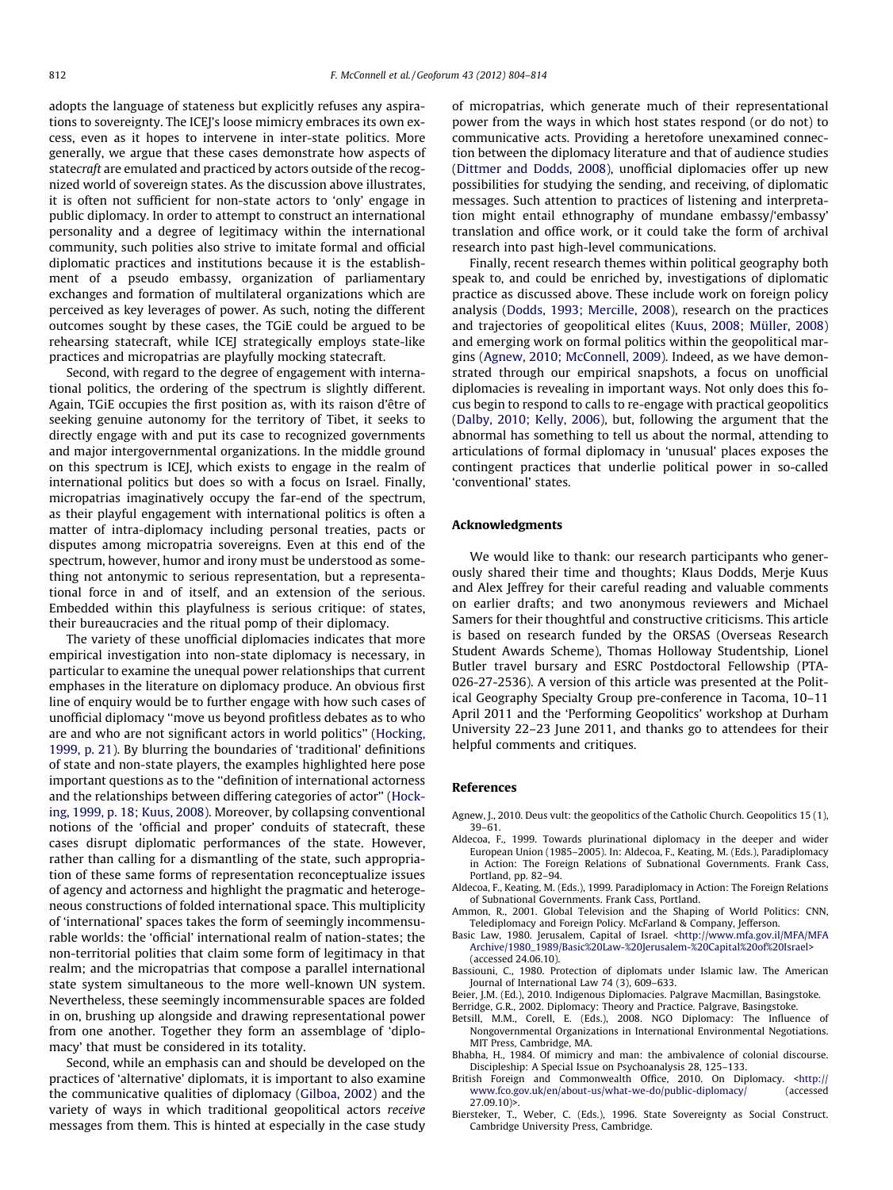adopts the language of stateness but explicitly refuses any aspirations to sovereignty. The ICEJ's loose mimicry embraces its own excess, even as it hopes to intervene in inter-state politics. More generally, we argue that these cases demonstrate how aspects of state*craft* are emulated and practiced by actors outside of the recognized world of sovereign states. As the discussion above illustrates, it is often not sufficient for non-state actors to 'only' engage in public diplomacy. In order to attempt to construct an international personality and a degree of legitimacy within the international community, such polities also strive to imitate formal and official diplomatic practices and institutions because it is the establishment of a pseudo embassy, organization of parliamentary exchanges and formation of multilateral organizations which are perceived as key leverages of power. As such, noting the different outcomes sought by these cases, the TGiE could be argued to be rehearsing statecraft, while ICEJ strategically employs state-like practices and micropatrias are playfully mocking statecraft.

Second, with regard to the degree of engagement with international politics, the ordering of the spectrum is slightly different. Again, TGiE occupies the first position as, with its raison d'être of seeking genuine autonomy for the territory of Tibet, it seeks to directly engage with and put its case to recognized governments and major intergovernmental organizations. In the middle ground on this spectrum is ICEJ, which exists to engage in the realm of international politics but does so with a focus on Israel. Finally, micropatrias imaginatively occupy the far-end of the spectrum, as their playful engagement with international politics is often a matter of intra-diplomacy including personal treaties, pacts or disputes among micropatria sovereigns. Even at this end of the spectrum, however, humor and irony must be understood as something not antonymic to serious representation, but a representational force in and of itself, and an extension of the serious. Embedded within this playfulness is serious critique: of states, their bureaucracies and the ritual pomp of their diplomacy.

The variety of these unofficial diplomacies indicates that more empirical investigation into non-state diplomacy is necessary, in particular to examine the unequal power relationships that current emphases in the literature on diplomacy produce. An obvious first line of enquiry would be to further engage with how such cases of unofficial diplomacy "move us beyond profitless debates as to who are and who are not significant actors in world politics" (Hocking, 1999, p. 21). By blurring the boundaries of 'traditional' definitions of state and non-state players, the examples highlighted here pose important questions as to the "definition of international actorness and the relationships between differing categories of actor" (Hocking, 1999, p. 18; Kuus, 2008). Moreover, by collapsing conventional notions of the 'official and proper' conduits of statecraft, these cases disrupt diplomatic performances of the state. However, rather than calling for a dismantling of the state, such appropriation of these same forms of representation reconceptualize issues of agency and actorness and highlight the pragmatic and heterogeneous constructions of folded international space. This multiplicity of 'international' spaces takes the form of seemingly incommensurable worlds: the 'official' international realm of nation-states; the non-territorial polities that claim some form of legitimacy in that realm; and the micropatrias that compose a parallel international state system simultaneous to the more well-known UN system. Nevertheless, these seemingly incommensurable spaces are folded in on, brushing up alongside and drawing representational power from one another. Together they form an assemblage of 'diplomacy' that must be considered in its totality.

Second, while an emphasis can and should be developed on the practices of 'alternative' diplomats, it is important to also examine the communicative qualities of diplomacy (Gilboa, 2002) and the variety of ways in which traditional geopolitical actors *receive* messages from them. This is hinted at especially in the case study of micropatrias, which generate much of their representational power from the ways in which host states respond (or do not) to communicative acts. Providing a heretofore unexamined connection between the diplomacy literature and that of audience studies (Dittmer and Dodds, 2008), unofficial diplomacies offer up new possibilities for studying the sending, and receiving, of diplomatic messages. Such attention to practices of listening and interpretation might entail ethnography of mundane embassy/'embassy' translation and office work, or it could take the form of archival research into past high-level communications.

Finally, recent research themes within political geography both speak to, and could be enriched by, investigations of diplomatic practice as discussed above. These include work on foreign policy analysis (Dodds, 1993; Mercille, 2008), research on the practices and trajectories of geopolitical elites (Kuus, 2008; Müller, 2008) and emerging work on formal politics within the geopolitical margins (Agnew, 2010; McConnell, 2009). Indeed, as we have demonstrated through our empirical snapshots, a focus on unofficial diplomacies is revealing in important ways. Not only does this focus begin to respond to calls to re-engage with practical geopolitics (Dalby, 2010; Kelly, 2006), but, following the argument that the abnormal has something to tell us about the normal, attending to articulations of formal diplomacy in 'unusual' places exposes the contingent practices that underlie political power in so-called 'conventional' states.

## Acknowledgments

We would like to thank: our research participants who generously shared their time and thoughts; Klaus Dodds, Merje Kuus and Alex Jeffrey for their careful reading and valuable comments on earlier drafts; and two anonymous reviewers and Michael Samers for their thoughtful and constructive criticisms. This article is based on research funded by the ORSAS (Overseas Research Student Awards Scheme), Thomas Holloway Studentship, Lionel Butler travel bursary and ESRC Postdoctoral Fellowship (PTA-026-27-2536). A version of this article was presented at the Political Geography Specialty Group pre-conference in Tacoma, 10–11 April 2011 and the 'Performing Geopolitics' workshop at Durham University 22–23 June 2011, and thanks go to attendees for their helpful comments and critiques.

## References

Agnew, J., 2010. Deus vult: the geopolitics of the Catholic Church. Geopolitics 15 (1), 39–61.

Aldecoa, F., 1999. Towards plurinational diplomacy in the deeper and wider European Union (1985–2005). In: Aldecoa, F., Keating, M. (Eds.), Paradiplomacy in Action: The Foreign Relations of Subnational Governments. Frank Cass, Portland, pp. 82–94.

Aldecoa, F., Keating, M. (Eds.), 1999. Paradiplomacy in Action: The Foreign Relations of Subnational Governments. Frank Cass, Portland.

Ammon, R., 2001. Global Television and the Shaping of World Politics: CNN, Telediplomacy and Foreign Policy. McFarland & Company, Jefferson.

Basic Law, 1980. Jerusalem, Capital of Israel. <http://www.mfa.gov.il/MFA/MFA Archive/1980_1989/Basic%20Law-%20Jerusalem-%20Capital%20of%20Israel> (accessed 24.06.10).

Bassiouni, C., 1980. Protection of diplomats under Islamic law. The American Journal of International Law 74 (3), 609–633.

Beier, J.M. (Ed.), 2010. Indigenous Diplomacies. Palgrave Macmillan, Basingstoke.

Berridge, G.R., 2002. Diplomacy: Theory and Practice. Palgrave, Basingstoke.

Betsill, M.M., Corell, E. (Eds.), 2008. NGO Diplomacy: The Influence of Nongovernmental Organizations in International Environmental Negotiations. MIT Press, Cambridge, MA.

Bhabha, H., 1984. Of mimicry and man: the ambivalence of colonial discourse. Discipleship: A Special Issue on Psychoanalysis 28, 125–133.

British Foreign and Commonwealth Office, 2010. On Diplomacy. <http://www.fco.gov.uk/en/about-us/what-we-do/public-diplomacy/ (accessed 27.09.10)>.

Biersteker, T., Weber, C. (Eds.), 1996. State Sovereignty as Social Construct. Cambridge University Press, Cambridge.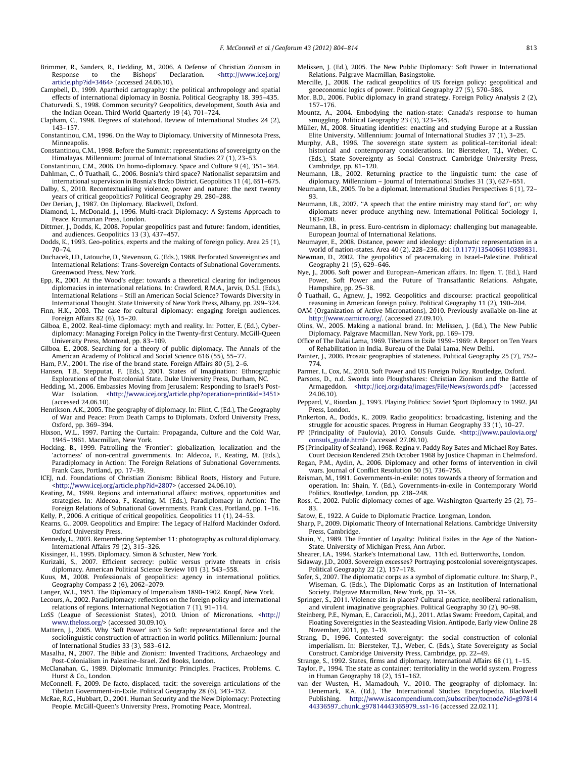Brimmer, R., Sanders, R., Hedding, M., 2006. A Defense of Christian Zionism in Response to the Bishops' Declaration. <http://www.icej.org/article.php?id=3464> (accessed 24.06.10).

Campbell, D., 1999. Apartheid cartography: the political anthropology and spatial effects of international diplomacy in Bosnia. Political Geography 18, 395–435.

Chaturvedi, S., 1998. Common security? Geopolitics, development, South Asia and the Indian Ocean. Third World Quarterly 19 (4), 701–724.

Clapham, C., 1998. Degrees of statehood. Review of International Studies 24 (2), 143–157.

Constantinou, C.M., 1996. On the Way to Diplomacy. University of Minnesota Press, Minneapolis.

Constantinou, C.M., 1998. Before the Summit: representations of sovereignty on the Himalayas. Millennium: Journal of International Studies 27 (1), 23–53.

Constantinou, C.M., 2006. On homo-diplomacy. Space and Culture 9 (4), 351–364.

Dahlman, C., Ó Tuathail, G., 2006. Bosnia's third space? Nationalist separatsim and international supervision in Bosnia's Brcko District. Geopolitics 11 (4), 651–675.

Dalby, S., 2010. Recontextualising violence, power and nature: the next twenty years of critical geopolitics? Political Geography 29, 280–288.

Der Derian, J., 1987. On Diplomacy. Blackwell, Oxford.

Diamond, L., McDonald, J., 1996. Multi-track Diplomacy: A Systems Approach to Peace. Krumarian Press, London.

Dittmer, J., Dodds, K., 2008. Popular geopolitics past and future: fandom, identities, and audiences. Geopolitics 13 (3), 437–457.

Dodds, K., 1993. Geo-politics, experts and the making of foreign policy. Area 25 (1), 70–74.

Duchacek, I.D., Latouche, D., Stevenson, G. (Eds.), 1988. Perforated Sovereignties and International Relations: Trans-Sovereign Contacts of Subnational Governments. Greenwood Press, New York.

Epp, R., 2001. At the Wood's edge: towards a theoretical clearing for indigenous diplomacies in international relations. In: Crawford, R.M.A., Jarvis, D.S.L. (Eds.), International Relations – Still an American Social Science? Towards Diversity in International Thought. State University of New York Press, Albany, pp. 299–324.

Finn, H.K., 2003. The case for cultural diplomacy: engaging foreign audiences. Foreign Affairs 82 (6), 15–20.

Gilboa, E., 2002. Real-time diplomacy: myth and reality. In: Potter, E. (Ed.), Cyber-diplomacy: Managing Foreign Policy in the Twenty-first Century. McGill-Queen University Press, Montreal, pp. 83–109.

Gilboa, E., 2008. Searching for a theory of public diplomacy. The Annals of the American Academy of Political and Social Science 616 (55), 55–77.

Ham, P.V., 2001. The rise of the brand state. Foreign Affairs 80 (5), 2–6.

Hansen, T.B., Stepputat, F. (Eds.), 2001. States of Imagination: Ethnographic Explorations of the Postcolonial State. Duke University Press, Durham, NC.

Hedding, M., 2006. Embassies Moving from Jerusalem: Responding to Israel's Post-War Isolation. <http://www.icej.org/article.php?operation=print&id=3451> (accessed 24.06.10).

Henrikson, A.K., 2005. The geography of diplomacy. In: Flint, C. (Ed.), The Geography of War and Peace: From Death Camps to Diplomats. Oxford University Press, Oxford, pp. 369–394.

Hixson, W.L., 1997. Parting the Curtain: Propaganda, Culture and the Cold War, 1945–1961. Macmillan, New York.

Hocking, B., 1999. Patrolling the 'Frontier': globalization, localization and the 'actorness' of non-central governments. In: Aldecoa, F., Keating, M. (Eds.), Paradiplomacy in Action: The Foreign Relations of Subnational Governments. Frank Cass, Portland, pp. 17–39.

ICEJ, n.d. Foundations of Christian Zionism: Biblical Roots, History and Future. <http://www.icej.org/article.php?id=2807> (accessed 24.06.10).

Keating, M., 1999. Regions and international affairs: motives, opportunities and strategies. In: Aldecoa, F., Keating, M. (Eds.), Paradiplomacy in Action: The Foreign Relations of Subnational Governments. Frank Cass, Portland, pp. 1–16.

Kelly, P., 2006. A critique of critical geopolitics. Geopolitics 11 (1), 24–53.

Kearns, G., 2009. Geopolitics and Empire: The Legacy of Halford Mackinder Oxford. Oxford University Press.

Kennedy, L., 2003. Remembering September 11: photography as cultural diplomacy. International Affairs 79 (2), 315–326.

Kissinger, H., 1995. Diplomacy. Simon & Schuster, New York.

Kurizaki, S., 2007. Efficient secrecy: public versus private threats in crisis diplomacy. American Political Science Review 101 (3), 543–558.

Kuus, M., 2008. Professionals of geopolitics: agency in international politics. Geography Compass 2 (6), 2062–2079.

Langer, W.L., 1951. The Diplomacy of Imperialism 1890–1902. Knopf, New York.

Lecours, A., 2002. Paradiplomacy: reflections on the foreign policy and international relations of regions. International Negotiation 7 (1), 91–114.

LoSS (League of Secessionist States), 2010. Union of Micronations. <http://www.theloss.org/> (accessed 30.09.10).

Mattern, J., 2005. Why 'Soft Power' isn't So Soft: representational force and the sociolinguistic construction of attraction in world politics. Millennium: Journal of International Studies 33 (3), 583–612.

Masalha, N., 2007. The Bible and Zionism: Invented Traditions, Archaeology and Post-Colonialism in Palestine–Israel. Zed Books, London.

McClanahan, G., 1989. Diplomatic Immunity: Principles, Practices, Problems. C. Hurst & Co., London.

McConnell, F., 2009. De facto, displaced, tacit: the sovereign articulations of the Tibetan Government-in-Exile. Political Geography 28 (6), 343–352.

McRae, R.G., Hubbart, D., 2001. Human Security and the New Diplomacy: Protecting People. McGill-Queen's University Press, Promoting Peace, Montreal.

Melissen, J. (Ed.), 2005. The New Public Diplomacy: Soft Power in International Relations. Palgrave Macmillan, Basingstoke.

Mercille, J., 2008. The radical geopolitics of US foreign policy: geopolitical and geoeconomic logics of power. Political Geography 27 (5), 570–586.

Mor, B.D., 2006. Public diplomacy in grand strategy. Foreign Policy Analysis 2 (2), 157–176.

Mountz, A., 2004. Embodying the nation-state: Canada's response to human smuggling. Political Geography 23 (3), 323–345.

Müller, M., 2008. Situating identities: enacting and studying Europe at a Russian Elite University. Millennium: Journal of International Studies 37 (1), 3–25.

Murphy, A.B., 1996. The sovereign state system as political–territorial ideal: historical and contemporary considerations. In: Biersteker, T.J., Weber, C. (Eds.), State Sovereignty as Social Construct. Cambridge University Press, Cambridge, pp. 81–120.

Neumann, I.B., 2002. Returning practice to the linguistic turn: the case of diplomacy. Millennium – Journal of International Studies 31 (3), 627–651.

Neumann, I.B., 2005. To be a diplomat. International Studies Perspectives 6 (1), 72–93.

Neumann, I.B., 2007. "A speech that the entire ministry may stand for", or: why diplomats never produce anything new. International Political Sociology 1, 183–200.

Neumann, I.B., in press. Euro-centrism in diplomacy: challenging but manageable. European Journal of International Relations.

Neumayer, E., 2008. Distance, power and ideology: diplomatic representation in a world of nation-states. Area 40 (2), 228–236. doi:10.1177/1354066110389831.

Newman, D., 2002. The geopolitics of peacemaking in Israel–Palestine. Political Geography 21 (5), 629–646.

Nye, J., 2006. Soft power and European–American affairs. In: Ilgen, T. (Ed.), Hard Power, Soft Power and the Future of Transatlantic Relations. Ashgate, Hampshire, pp. 25–38.

Ó Tuathail, G., Agnew, J., 1992. Geopolitics and discourse: practical geopolitical reasoning in American foreign policy. Political Geography 11 (2), 190–204.

OAM (Organization of Active Micronations), 2010. Previously available on-line at http://www.oamicro.org/. (accessed 27.09.10).

Olins, W., 2005. Making a national brand. In: Melissen, J. (Ed.), The New Public Diplomacy. Palgrave Macmillan, New York, pp. 169–179.

Office of The Dalai Lama, 1969. Tibetans in Exile 1959–1969: A Report on Ten Years of Rehabilitation in India. Bureau of the Dalai Lama, New Delhi.

Painter, J., 2006. Prosaic geographies of stateness. Political Geography 25 (7), 752–774.

Parmer, I., Cox, M., 2010. Soft Power and US Foreign Policy. Routledge, Oxford.

Parsons, D., n.d. Swords into Ploughshares: Christian Zionism and the Battle of Armageddon. <http://icej.org/data/images/File/News/swords.pdf> (accessed 24.06.10).

Peppard, V., Riordan, J., 1993. Playing Politics: Soviet Sport Diplomacy to 1992. JAI Press, London.

Pinkerton, A., Dodds, K., 2009. Radio geopolitics: broadcasting, listening and the struggle for acoustic spaces. Progress in Human Geography 33 (1), 10–27.

PP (Principality of Paulovia), 2010. Consuls Guide. <http://www.paulovia.org/consuls_guide.html> (accessed 27.09.10).

PS (Principality of Sealand), 1968. Regina v. Paddy Roy Bates and Michael Roy Bates. Court Decision Rendered 25th October 1968 by Justice Chapman in Chelmsford.

Regan, P.M., Aydin, A., 2006. Diplomacy and other forms of intervention in civil wars. Journal of Conflict Resolution 50 (5), 736–756.

Reisman, M., 1991. Governments-in-exile: notes towards a theory of formation and operation. In: Shain, Y. (Ed.), Governments-in-exile in Contemporary World Politics. Routledge, London, pp. 238–248.

Ross, C., 2002. Public diplomacy comes of age. Washington Quarterly 25 (2), 75–83.

Satow, E., 1922. A Guide to Diplomatic Practice. Longman, London.

Sharp, P., 2009. Diplomatic Theory of International Relations. Cambridge University Press, Cambridge.

Shain, Y., 1989. The Frontier of Loyalty: Political Exiles in the Age of the Nation-State. University of Michigan Press, Ann Arbor.

Shearer, I.A., 1994. Starke's International Law, 11th ed. Butterworths, London.

Sidaway, J.D., 2003. Sovereign excesses? Portraying postcolonial sovereigntyscapes. Political Geography 22 (2), 157–178.

Sofer, S., 2007. The diplomatic corps as a symbol of diplomatic culture. In: Sharp, P., Wiseman, G. (Eds.), The Diplomatic Corps as an Institution of International Society. Palgrave Macmillan, New York, pp. 31–38.

Springer, S., 2011. Violence sits in places? Cultural practice, neoliberal rationalism, and virulent imaginative geographies. Political Geography 30 (2), 90–98.

Steinberg, P.E., Nyman, E., Caraccioli, M.J., 2011. Atlas Swam: Freedom, Capital, and Floating Sovereignties in the Seasteading Vision. Antipode, Early view Online 28 November, 2011, pp. 1–19.

Strang, D., 1996. Contested sovereignty: the social construction of colonial imperialism. In: Biersteker, T.J., Weber, C. (Eds.), State Sovereignty as Social Construct. Cambridge University Press, Cambridge, pp. 22–49.

Strange, S., 1992. States, firms and diplomacy. International Affairs 68 (1), 1–15.

Taylor, P., 1994. The state as container: territoriality in the world system. Progress in Human Geography 18 (2), 151–162.

van der Wusten, H., Mamadouh, V., 2010. The geography of diplomacy. In: Denemark, R.A. (Ed.), The International Studies Encyclopedia. Blackwell Publishing. http://www.isacompendium.com/subscriber/tocnode?id=g9781444336597_chunk_g978144433659 79_ss1-16 (accessed 22.02.11).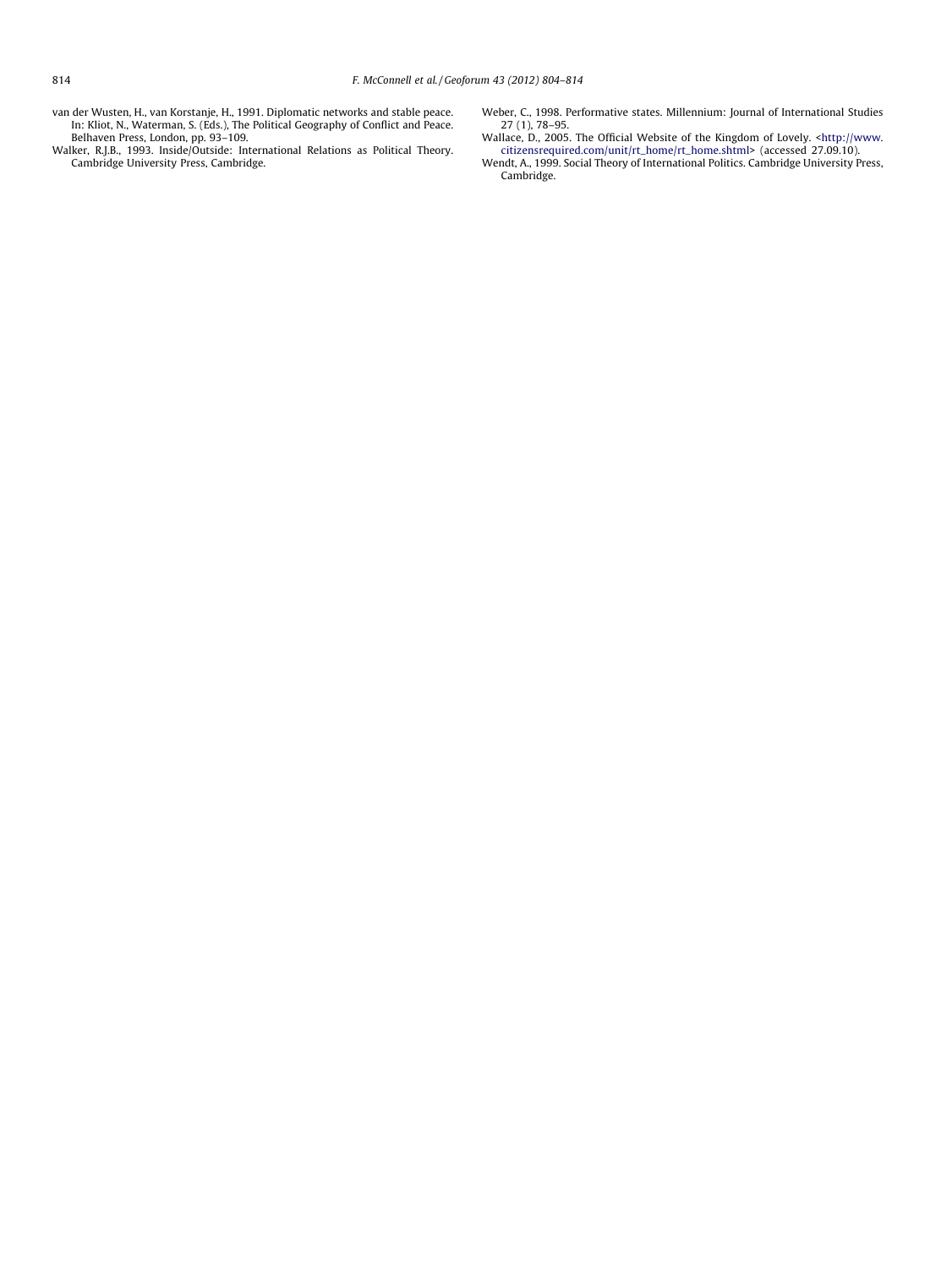van der Wusten, H., van Korstanje, H., 1991. Diplomatic networks and stable peace. In: Kliot, N., Waterman, S. (Eds.), The Political Geography of Conflict and Peace. Belhaven Press, London, pp. 93–109.

Walker, R.J.B., 1993. Inside/Outside: International Relations as Political Theory. Cambridge University Press, Cambridge.

Weber, C., 1998. Performative states. Millennium: Journal of International Studies 27 (1), 78–95.

Wallace, D., 2005. The Official Website of the Kingdom of Lovely. <http://www.citizensrequired.com/unit/rt_home/rt_home.shtml> (accessed 27.09.10).

Wendt, A., 1999. Social Theory of International Politics. Cambridge University Press, Cambridge.